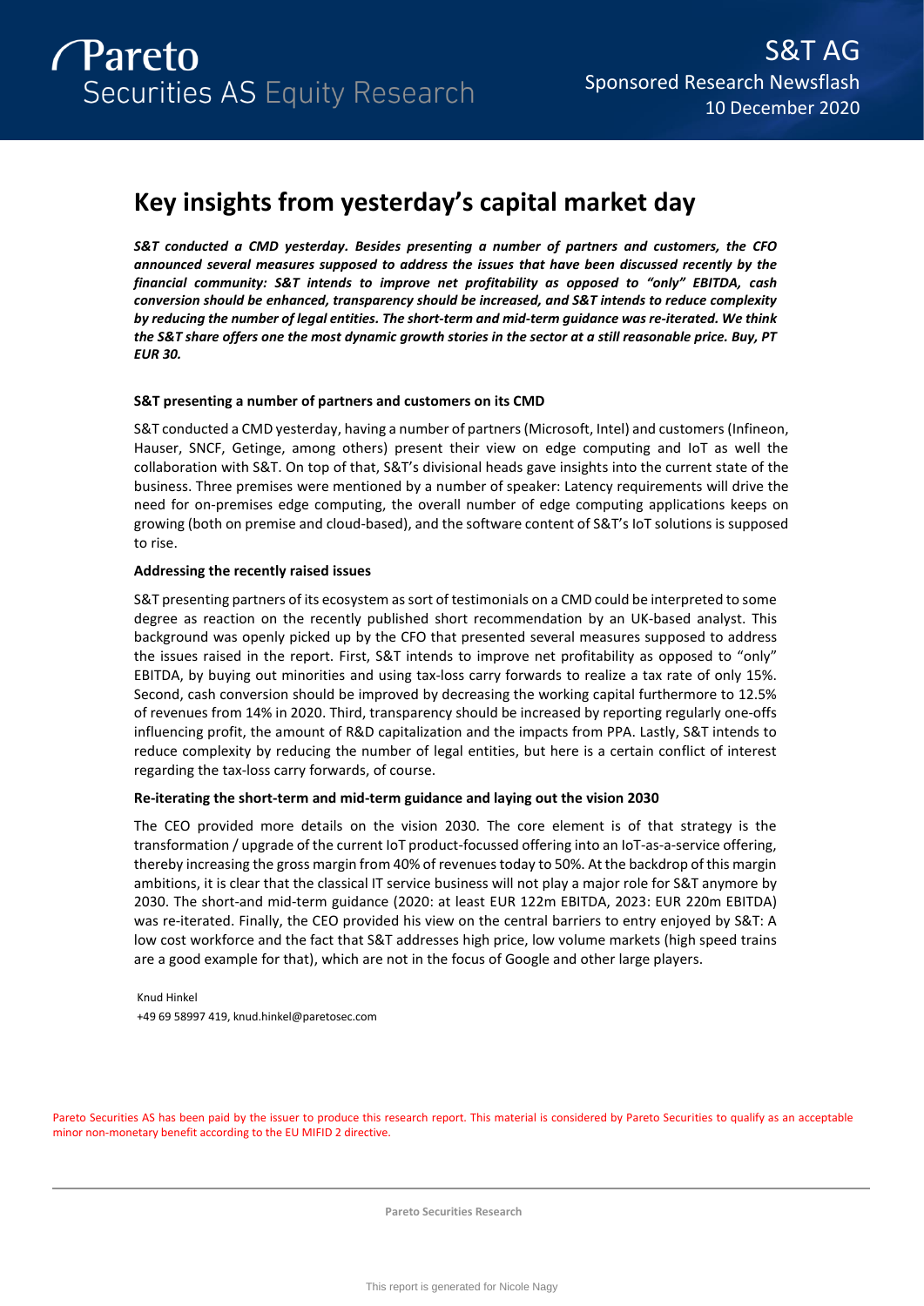Pareto Securities AS Equity Research

S&T AG
Sponsored Research Newsflash
10 December 2020

# Key insights from yesterday's capital market day

***S&T conducted a CMD yesterday. Besides presenting a number of partners and customers, the CFO announced several measures supposed to address the issues that have been discussed recently by the financial community: S&T intends to improve net profitability as opposed to "only" EBITDA, cash conversion should be enhanced, transparency should be increased, and S&T intends to reduce complexity by reducing the number of legal entities. The short-term and mid-term guidance was re-iterated. We think the S&T share offers one the most dynamic growth stories in the sector at a still reasonable price. Buy, PT EUR 30.***

**S&T presenting a number of partners and customers on its CMD**

S&T conducted a CMD yesterday, having a number of partners (Microsoft, Intel) and customers (Infineon, Hauser, SNCF, Getinge, among others) present their view on edge computing and IoT as well the collaboration with S&T. On top of that, S&T's divisional heads gave insights into the current state of the business. Three premises were mentioned by a number of speaker: Latency requirements will drive the need for on-premises edge computing, the overall number of edge computing applications keeps on growing (both on premise and cloud-based), and the software content of S&T's IoT solutions is supposed to rise.

**Addressing the recently raised issues**

S&T presenting partners of its ecosystem as sort of testimonials on a CMD could be interpreted to some degree as reaction on the recently published short recommendation by an UK-based analyst. This background was openly picked up by the CFO that presented several measures supposed to address the issues raised in the report. First, S&T intends to improve net profitability as opposed to "only" EBITDA, by buying out minorities and using tax-loss carry forwards to realize a tax rate of only 15%. Second, cash conversion should be improved by decreasing the working capital furthermore to 12.5% of revenues from 14% in 2020. Third, transparency should be increased by reporting regularly one-offs influencing profit, the amount of R&D capitalization and the impacts from PPA. Lastly, S&T intends to reduce complexity by reducing the number of legal entities, but here is a certain conflict of interest regarding the tax-loss carry forwards, of course.

**Re-iterating the short-term and mid-term guidance and laying out the vision 2030**

The CEO provided more details on the vision 2030. The core element is of that strategy is the transformation / upgrade of the current IoT product-focussed offering into an IoT-as-a-service offering, thereby increasing the gross margin from 40% of revenues today to 50%. At the backdrop of this margin ambitions, it is clear that the classical IT service business will not play a major role for S&T anymore by 2030. The short-and mid-term guidance (2020: at least EUR 122m EBITDA, 2023: EUR 220m EBITDA) was re-iterated. Finally, the CEO provided his view on the central barriers to entry enjoyed by S&T: A low cost workforce and the fact that S&T addresses high price, low volume markets (high speed trains are a good example for that), which are not in the focus of Google and other large players.

Knud Hinkel
+49 69 58997 419, knud.hinkel@paretosec.com

Pareto Securities AS has been paid by the issuer to produce this research report. This material is considered by Pareto Securities to qualify as an acceptable minor non-monetary benefit according to the EU MIFID 2 directive.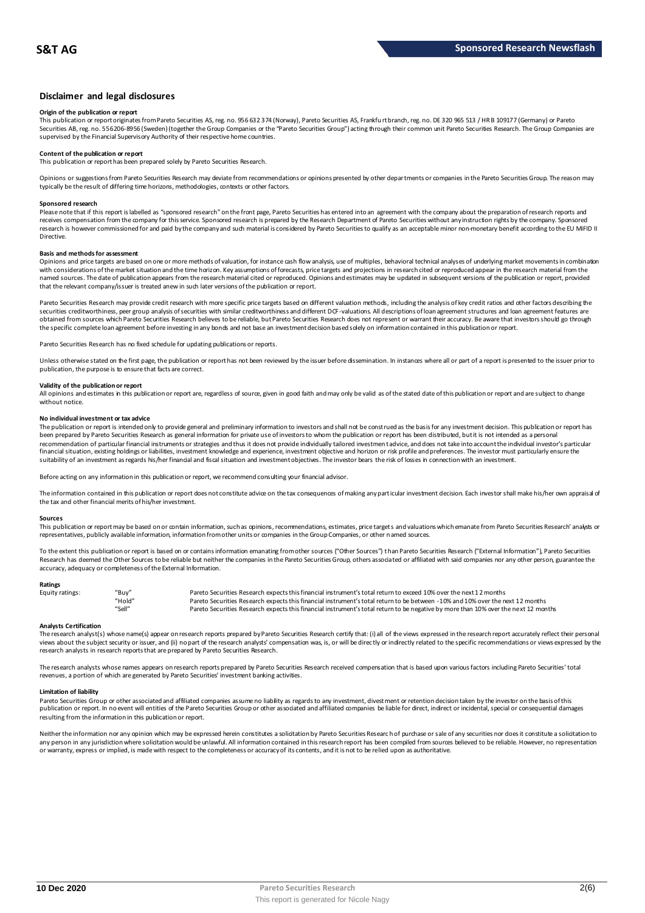## Disclaimer and legal disclosures

### Origin of the publication or report

This publication or report originates from Pareto Securities AS, reg. no. 956 632 374 (Norway), Pareto Securities AS, Frankfurt branch, reg. no. DE 320 965 513 / HR B 109177 (Germany) or Pareto Securities AB, reg. no. 556206-8956 (Sweden) (together the Group Companies or the "Pareto Securities Group") acting through their common unit Pareto Securities Research. The Group Companies are supervised by the Financial Supervisory Authority of their respective home countries.

### Content of the publication or report

This publication or report has been prepared solely by Pareto Securities Research.

Opinions or suggestions from Pareto Securities Research may deviate from recommendations or opinions presented by other departments or companies in the Pareto Securities Group. The reason may typically be the result of differing time horizons, methodologies, contexts or other factors.

### Sponsored research

Please note that if this report is labelled as "sponsored research" on the front page, Pareto Securities has entered into an agreement with the company about the preparation of research reports and receives compensation from the company for this service. Sponsored research is prepared by the Research Department of Pareto Securities without any instruction rights by the company. Sponsored research is however commissioned for and paid by the company and such material is considered by Pareto Securities to qualify as an acceptable minor non-monetary benefit according to the EU MiFID II Directive.

### Basis and methods for assessment

Opinions and price targets are based on one or more methods of valuation, for instance cash flow analysis, use of multiples, behavioral technical analyses of underlying market movements in combination with considerations of the market situation and the time horizon. Key assumptions of forecasts, price targets and projections in research cited or reproduced appear in the research material from the named sources. The date of publication appears from the research material cited or reproduced. Opinions and estimates may be updated in subsequent versions of the publication or report, provided that the relevant company/issuer is treated anew in such later versions of the publication or report.

Pareto Securities Research may provide credit research with more specific price targets based on different valuation methods, including the analysis of key credit ratios and other factors describing the securities creditworthiness, peer group analysis of securities with similar creditworthiness and different DCF-valuations. All descriptions of loan agreement structures and loan agreement features are obtained from sources which Pareto Securities Research believes to be reliable, but Pareto Securities Research does not represent or warrant their accuracy. Be aware that investors should go through the specific complete loan agreement before investing in any bonds and not base an investment decision based solely on information contained in this publication or report.

Pareto Securities Research has no fixed schedule for updating publications or reports.

Unless otherwise stated on the first page, the publication or report has not been reviewed by the issuer before dissemination. In instances where all or part of a report is presented to the issuer prior to publication, the purpose is to ensure that facts are correct.

### Validity of the publication or report

All opinions and estimates in this publication or report are, regardless of source, given in good faith and may only be valid as of the stated date of this publication or report and are subject to change without notice.

### No individual investment or tax advice

The publication or report is intended only to provide general and preliminary information to investors and shall not be construed as the basis for any investment decision. This publication or report has been prepared by Pareto Securities Research as general information for private use of investors to whom the publication or report has been distributed, but it is not intended as a personal recommendation of particular financial instruments or strategies and thus it does not provide individually tailored investment advice, and does not take into account the individual investor's particular financial situation, existing holdings or liabilities, investment knowledge and experience, investment objective and horizon or risk profile and preferences. The investor must particularly ensure the suitability of an investment as regards his/her financial and fiscal situation and investment objectives. The investor bears the risk of losses in connection with an investment.

Before acting on any information in this publication or report, we recommend consulting your financial advisor.

The information contained in this publication or report does not constitute advice on the tax consequences of making any particular investment decision. Each investor shall make his/her own appraisal of the tax and other financial merits of his/her investment.

### Sources

This publication or report may be based on or contain information, such as opinions, recommendations, estimates, price targets and valuations which emanate from Pareto Securities Research' analysts or representatives, publicly available information, information from other units or companies in the Group Companies, or other named sources.

To the extent this publication or report is based on or contains information emanating from other sources ("Other Sources") than Pareto Securities Research ("External Information"), Pareto Securities Research has deemed the Other Sources to be reliable but neither the companies in the Pareto Securities Group, others associated or affiliated with said companies nor any other person, guarantee the accuracy, adequacy or completeness of the External Information.

### Ratings

| | | |
|---|---|---|
| Equity ratings: | "Buy" | Pareto Securities Research expects this financial instrument's total return to exceed 10% over the next 12 months |
| | "Hold" | Pareto Securities Research expects this financial instrument's total return to be between -10% and 10% over the next 12 months |
| | "Sell" | Pareto Securities Research expects this financial instrument's total return to be negative by more than 10% over the next 12 months |

### Analysts Certification

The research analyst(s) whose name(s) appear on research reports prepared by Pareto Securities Research certify that: (i) all of the views expressed in the research report accurately reflect their personal views about the subject security or issuer, and (ii) no part of the research analysts' compensation was, is, or will be directly or indirectly related to the specific recommendations or views expressed by the research analysts in research reports that are prepared by Pareto Securities Research.

The research analysts whose names appears on research reports prepared by Pareto Securities Research received compensation that is based upon various factors including Pareto Securities' total revenues, a portion of which are generated by Pareto Securities' investment banking activities.

### Limitation of liability

Pareto Securities Group or other associated and affiliated companies assume no liability as regards to any investment, divestment or retention decision taken by the investor on the basis of this publication or report. In no event will entities of the Pareto Securities Group or other associated and affiliated companies be liable for direct, indirect or incidental, special or consequential damages resulting from the information in this publication or report.

Neither the information nor any opinion which may be expressed herein constitutes a solicitation by Pareto Securities Research of purchase or sale of any securities nor does it constitute a solicitation to any person in any jurisdiction where solicitation would be unlawful. All information contained in this research report has been compiled from sources believed to be reliable. However, no representation or warranty, express or implied, is made with respect to the completeness or accuracy of its contents, and it is not to be relied upon as authoritative.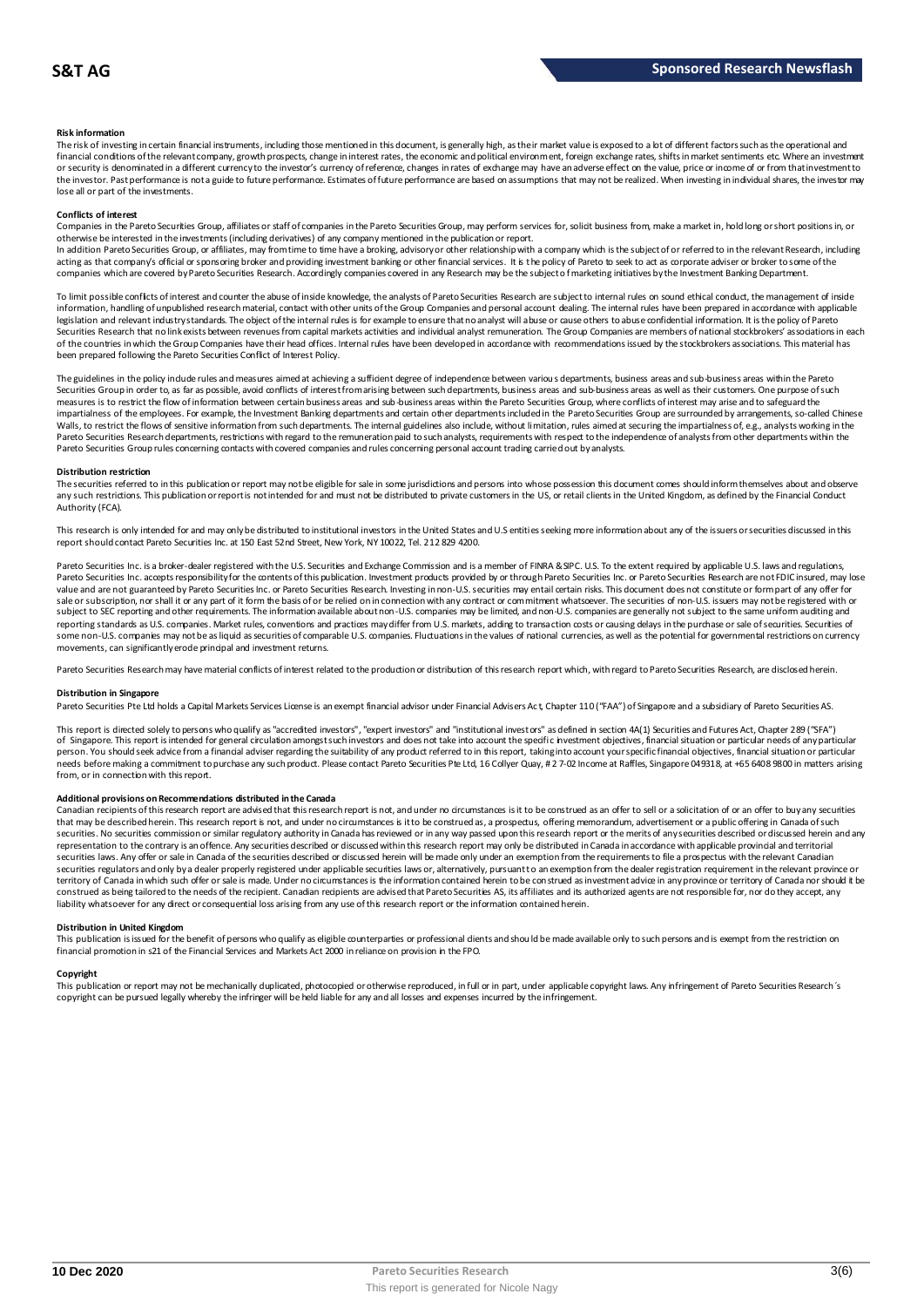**Risk information**

The risk of investing in certain financial instruments, including those mentioned in this document, is generally high, as their market value is exposed to a lot of different factors such as the operational and financial conditions of the relevant company, growth prospects, change in interest rates, the economic and political environment, foreign exchange rates, shifts in market sentiments etc. Where an investment or security is denominated in a different currency to the investor's currency of reference, changes in rates of exchange may have an adverse effect on the value, price or income of or from that investment to the investor. Past performance is not a guide to future performance. Estimates of future performance are based on assumptions that may not be realized. When investing in individual shares, the investor may lose all or part of the investments.

**Conflicts of interest**

Companies in the Pareto Securities Group, affiliates or staff of companies in the Pareto Securities Group, may perform services for, solicit business from, make a market in, hold long or short positions in, or otherwise be interested in the investments (including derivatives) of any company mentioned in the publication or report.

In addition Pareto Securities Group, or affiliates, may from time to time have a broking, advisory or other relationship with a company which is the subject of or referred to in the relevant Research, including acting as that company's official or sponsoring broker and providing investment banking or other financial services. It is the policy of Pareto to seek to act as corporate adviser or broker to some of the companies which are covered by Pareto Securities Research. Accordingly companies covered in any Research may be the subject of marketing initiatives by the Investment Banking Department.

To limit possible conflicts of interest and counter the abuse of inside knowledge, the analysts of Pareto Securities Research are subject to internal rules on sound ethical conduct, the management of inside information, handling of unpublished research material, contact with other units of the Group Companies and personal account dealing. The internal rules have been prepared in accordance with applicable legislation and relevant industry standards. The object of the internal rules is for example to ensure that no analyst will abuse or cause others to abuse confidential information. It is the policy of Pareto Securities Research that no link exists between revenues from capital markets activities and individual analyst remuneration. The Group Companies are members of national stockbrokers' associations in each of the countries in which the Group Companies have their head offices. Internal rules have been developed in accordance with recommendations issued by the stockbrokers associations. This material has been prepared following the Pareto Securities Conflict of Interest Policy.

The guidelines in the policy include rules and measures aimed at achieving a sufficient degree of independence between various departments, business areas and sub-business areas within the Pareto Securities Group in order to, as far as possible, avoid conflicts of interest from arising between such departments, business areas and sub-business areas as well as their customers. One purpose of such measures is to restrict the flow of information between certain business areas and sub-business areas within the Pareto Securities Group, where conflicts of interest may arise and to safeguard the impartialness of the employees. For example, the Investment Banking departments and certain other departments included in the Pareto Securities Group are surrounded by arrangements, so-called Chinese Walls, to restrict the flows of sensitive information from such departments. The internal guidelines also include, without limitation, rules aimed at securing the impartialness of, e.g., analysts working in the Pareto Securities Research departments, restrictions with regard to the remuneration paid to such analysts, requirements with respect to the independence of analysts from other departments within the Pareto Securities Group rules concerning contacts with covered companies and rules concerning personal account trading carried out by analysts.

**Distribution restriction**

The securities referred to in this publication or report may not be eligible for sale in some jurisdictions and persons into whose possession this document comes should inform themselves about and observe any such restrictions. This publication or report is not intended for and must not be distributed to private customers in the US, or retail clients in the United Kingdom, as defined by the Financial Conduct Authority (FCA).

This research is only intended for and may only be distributed to institutional investors in the United States and U.S entities seeking more information about any of the issuers or securities discussed in this report should contact Pareto Securities Inc. at 150 East 52nd Street, New York, NY 10022, Tel. 212 829 4200.

Pareto Securities Inc. is a broker-dealer registered with the U.S. Securities and Exchange Commission and is a member of FINRA & SIPC. U.S. To the extent required by applicable U.S. laws and regulations, Pareto Securities Inc. accepts responsibility for the contents of this publication. Investment products provided by or through Pareto Securities Inc. or Pareto Securities Research are not FDIC insured, may lose value and are not guaranteed by Pareto Securities Inc. or Pareto Securities Research. Investing in non-U.S. securities may entail certain risks. This document does not constitute or form part of any offer for sale or subscription, nor shall it or any part of it form the basis of or be relied on in connection with any contract or commitment whatsoever. The securities of non-U.S. issuers may not be registered with or subject to SEC reporting and other requirements. The information available about non-U.S. companies may be limited, and non-U.S. companies are generally not subject to the same uniform auditing and reporting standards as U.S. companies. Market rules, conventions and practices may differ from U.S. markets, adding to transaction costs or causing delays in the purchase or sale of securities. Securities of some non-U.S. companies may not be as liquid as securities of comparable U.S. companies. Fluctuations in the values of national currencies, as well as the potential for governmental restrictions on currency movements, can significantly erode principal and investment returns.

Pareto Securities Research may have material conflicts of interest related to the production or distribution of this research report which, with regard to Pareto Securities Research, are disclosed herein.

**Distribution in Singapore**

Pareto Securities Pte Ltd holds a Capital Markets Services License is an exempt financial advisor under Financial Advisers Act, Chapter 110 ("FAA") of Singapore and a subsidiary of Pareto Securities AS.

This report is directed solely to persons who qualify as "accredited investors", "expert investors" and "institutional investors" as defined in section 4A(1) Securities and Futures Act, Chapter 289 ("SFA") of Singapore. This report is intended for general circulation amongst such investors and does not take into account the specific investment objectives, financial situation or particular needs of any particular person. You should seek advice from a financial adviser regarding the suitability of any product referred to in this report, taking into account your specific financial objectives, financial situation or particular needs before making a commitment to purchase any such product. Please contact Pareto Securities Pte Ltd, 16 Collyer Quay, # 2 7-02 Income at Raffles, Singapore 049318, at +65 6408 9800 in matters arising from, or in connection with this report.

**Additional provisions on Recommendations distributed in the Canada**

Canadian recipients of this research report are advised that this research report is not, and under no circumstances is it to be construed as an offer to sell or a solicitation of or an offer to buy any securities that may be described herein. This research report is not, and under no circumstances is it to be construed as, a prospectus, offering memorandum, advertisement or a public offering in Canada of such securities. No securities commission or similar regulatory authority in Canada has reviewed or in any way passed upon this research report or the merits of any securities described or discussed herein and any representation to the contrary is an offence. Any securities described or discussed within this research report may only be distributed in Canada in accordance with applicable provincial and territorial securities laws. Any offer or sale in Canada of the securities described or discussed herein will be made only under an exemption from the requirements to file a prospectus with the relevant Canadian securities regulators and only by a dealer properly registered under applicable securities laws or, alternatively, pursuant to an exemption from the dealer registration requirement in the relevant province or territory of Canada in which such offer or sale is made. Under no circumstances is the information contained herein to be construed as investment advice in any province or territory of Canada nor should it be construed as being tailored to the needs of the recipient. Canadian recipients are advised that Pareto Securities AS, its affiliates and its authorized agents are not responsible for, nor do they accept, any liability whatsoever for any direct or consequential loss arising from any use of this research report or the information contained herein.

**Distribution in United Kingdom**

This publication is issued for the benefit of persons who qualify as eligible counterparties or professional clients and should be made available only to such persons and is exempt from the restriction on financial promotion in s21 of the Financial Services and Markets Act 2000 in reliance on provision in the FPO.

**Copyright**

This publication or report may not be mechanically duplicated, photocopied or otherwise reproduced, in full or in part, under applicable copyright laws. Any infringement of Pareto Securities Research´s copyright can be pursued legally whereby the infringer will be held liable for any and all losses and expenses incurred by the infringement.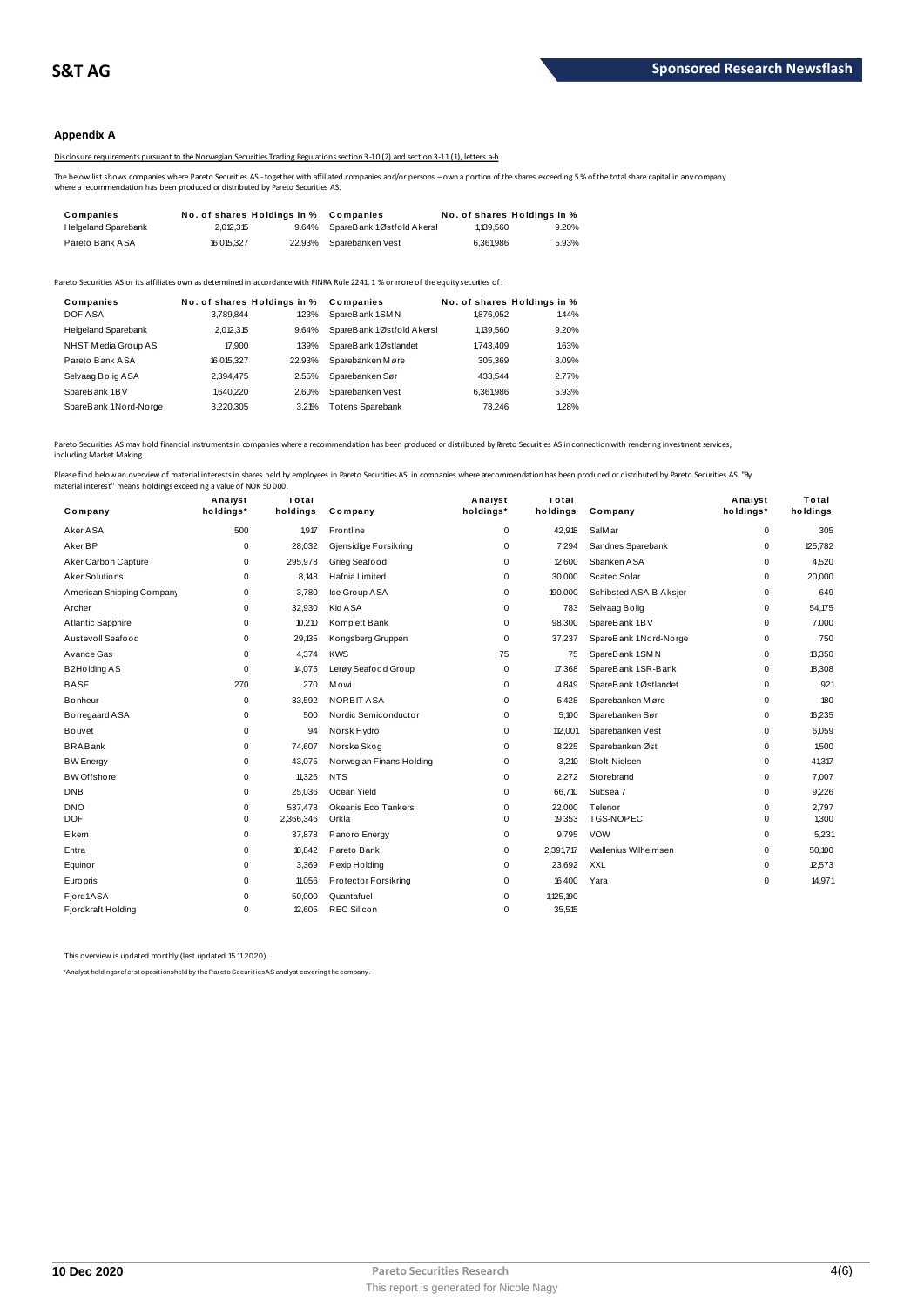### Appendix A

Disclosure requirements pursuant to the Norwegian Securities Trading Regulations section 3-10 (2) and section 3-11 (1), letters a-b

The below list shows companies where Pareto Securities AS - together with affiliated companies and/or persons – own a portion of the shares exceeding 5 % of the total share capital in any company where a recommendation has been produced or distributed by Pareto Securities AS.

| Companies | No. of shares | Holdings in % | Companies | No. of shares | Holdings in % |
|---|---|---|---|---|---|
| Helgeland Sparebank | 2,012,315 | 9.64% | SpareBank 1 Østfold Akersh | 1,139,560 | 9.20% |
| Pareto Bank ASA | 16,015,327 | 22.93% | Sparebanken Vest | 6,361,986 | 5.93% |

Pareto Securities AS or its affiliates own as determined in accordance with FINRA Rule 2241, 1 % or more of the equity securities of:

| Companies | No. of shares | Holdings in % | Companies | No. of shares | Holdings in % |
|---|---|---|---|---|---|
| DOF ASA | 3,789,844 | 1.23% | SpareBank 1 SMN | 1,876,052 | 1.44% |
| Helgeland Sparebank | 2,012,315 | 9.64% | SpareBank 1 Østfold Akersh | 1,139,560 | 9.20% |
| NHST Media Group AS | 17,900 | 1.39% | SpareBank 1 Østlandet | 1,743,409 | 1.63% |
| Pareto Bank ASA | 16,015,327 | 22.93% | Sparebanken Møre | 305,369 | 3.09% |
| Selvaag Bolig ASA | 2,394,475 | 2.55% | Sparebanken Sør | 433,544 | 2.77% |
| SpareBank 1 BV | 1,640,220 | 2.60% | Sparebanken Vest | 6,361,986 | 5.93% |
| SpareBank 1 Nord-Norge | 3,220,305 | 3.21% | Totens Sparebank | 78,246 | 1.28% |

Pareto Securities AS may hold financial instruments in companies where a recommendation has been produced or distributed by Pareto Securities AS in connection with rendering investment services, including Market Making.

Please find below an overview of material interests in shares held by employees in Pareto Securities AS, in companies where a recommendation has been produced or distributed by Pareto Securities AS. "By material interest" means holdings exceeding a value of NOK 50 000.

| Company | Analyst holdings* | Total holdings | Company | Analyst holdings* | Total holdings | Company | Analyst holdings* | Total holdings |
|---|---|---|---|---|---|---|---|---|
| Aker ASA | 500 | 1,917 | Frontline | 0 | 42,918 | SalMar | 0 | 305 |
| Aker BP | 0 | 28,032 | Gjensidige Forsikring | 0 | 7,294 | Sandnes Sparebank | 0 | 125,782 |
| Aker Carbon Capture | 0 | 295,978 | Grieg Seafood | 0 | 12,600 | Sbanken ASA | 0 | 4,520 |
| Aker Solutions | 0 | 8,148 | Hafnia Limited | 0 | 30,000 | Scatec Solar | 0 | 20,000 |
| American Shipping Company | 0 | 3,780 | Ice Group ASA | 0 | 190,000 | Schibsted ASA B Aksjer | 0 | 649 |
| Archer | 0 | 32,930 | Kid ASA | 0 | 783 | Selvaag Bolig | 0 | 54,175 |
| Atlantic Sapphire | 0 | 10,210 | Komplett Bank | 0 | 98,300 | SpareBank 1 BV | 0 | 7,000 |
| Austevoll Seafood | 0 | 29,135 | Kongsberg Gruppen | 0 | 37,237 | SpareBank 1 Nord-Norge | 0 | 750 |
| Avance Gas | 0 | 4,374 | KWS | 75 | 75 | SpareBank 1 SMN | 0 | 13,350 |
| B2Holding AS | 0 | 14,075 | Lerøy Seafood Group | 0 | 17,368 | SpareBank 1 SR-Bank | 0 | 18,308 |
| BASF | 270 | 270 | Mowi | 0 | 4,849 | SpareBank 1 Østlandet | 0 | 921 |
| Bonheur | 0 | 33,592 | NORBIT ASA | 0 | 5,428 | Sparebanken Møre | 0 | 180 |
| Borregaard ASA | 0 | 500 | Nordic Semiconductor | 0 | 5,100 | Sparebanken Sør | 0 | 16,235 |
| Bouvet | 0 | 94 | Norsk Hydro | 0 | 112,001 | Sparebanken Vest | 0 | 6,059 |
| BRABank | 0 | 74,607 | Norske Skog | 0 | 8,225 | Sparebanken Øst | 0 | 1,500 |
| BW Energy | 0 | 43,075 | Norwegian Finans Holding | 0 | 3,210 | Stolt-Nielsen | 0 | 41,317 |
| BW Offshore | 0 | 11,326 | NTS | 0 | 2,272 | Storebrand | 0 | 7,007 |
| DNB | 0 | 25,036 | Ocean Yield | 0 | 66,710 | Subsea 7 | 0 | 9,226 |
| DNO | 0 | 537,478 | Okeanis Eco Tankers | 0 | 22,000 | Telenor | 0 | 2,797 |
| DOF | 0 | 2,366,346 | Orkla | 0 | 19,353 | TGS-NOPEC | 0 | 1,300 |
| Elkem | 0 | 37,878 | Panoro Energy | 0 | 9,795 | VOW | 0 | 5,231 |
| Entra | 0 | 10,842 | Pareto Bank | 0 | 2,391,717 | Wallenius Wilhelmsen | 0 | 50,100 |
| Equinor | 0 | 3,369 | Pexip Holding | 0 | 23,692 | XXL | 0 | 12,573 |
| Europris | 0 | 11,056 | Protector Forsikring | 0 | 16,400 | Yara | 0 | 14,971 |
| Fjord1 ASA | 0 | 50,000 | Quantafuel | 0 | 1,125,190 | | | |
| Fjordkraft Holding | 0 | 12,605 | REC Silicon | 0 | 35,515 | | | |

This overview is updated monthly (last updated 15.11.2020).

*Analyst holdings refers to positions held by the Pareto Securities AS analyst covering the company.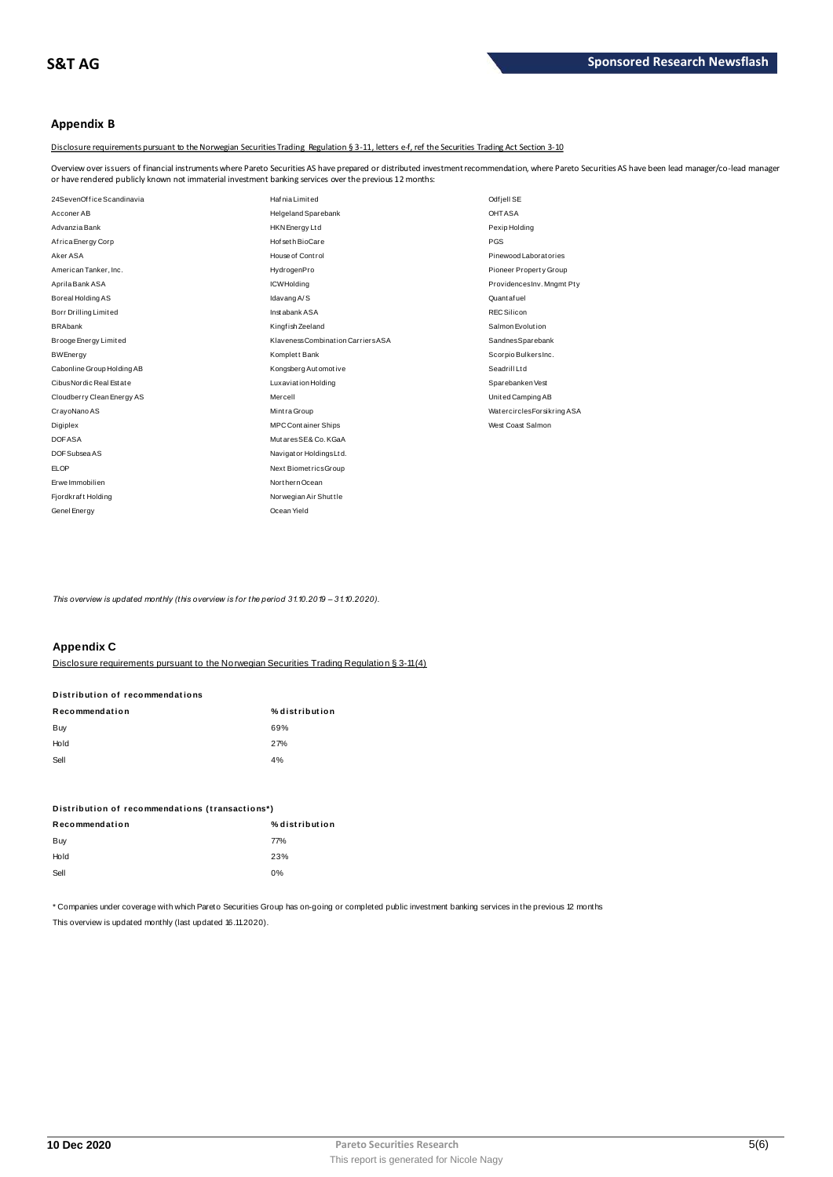## Appendix B

Disclosure requirements pursuant to the Norwegian Securities Trading Regulation § 3-11, letters e-f, ref the Securities Trading Act Section 3-10

Overview over issuers of financial instruments where Pareto Securities AS have prepared or distributed investment recommendation, where Pareto Securities AS have been lead manager/co-lead manager or have rendered publicly known not immaterial investment banking services over the previous 12 months:

| | | |
|---|---|---|
| 24SevenOffice Scandinavia | Hafnia Limited | Odfjell SE |
| Acconer AB | Helgeland Sparebank | OHT ASA |
| Advanzia Bank | HKN Energy Ltd | Pexip Holding |
| Africa Energy Corp | Hofseth BioCare | PGS |
| Aker ASA | House of Control | Pinewood Laboratories |
| American Tanker, Inc. | HydrogenPro | Pioneer Property Group |
| Aprila Bank ASA | ICW Holding | Providences Inv. Mngmt Pty |
| Boreal Holding AS | Idavang A/S | Quantafuel |
| Borr Drilling Limited | Instabank ASA | REC Silicon |
| BRAbank | Kingfish Zeeland | Salmon Evolution |
| Brooge Energy Limited | Klaveness Combination Carriers ASA | Sandnes Sparebank |
| BW Energy | Komplett Bank | Scorpio Bulkers Inc. |
| Cabonline Group Holding AB | Kongsberg Automotive | Seadrill Ltd |
| Cibus Nordic Real Estate | Luxaviation Holding | Sparebanken Vest |
| Cloudberry Clean Energy AS | Mercell | United Camping AB |
| CrayoNano AS | Mintra Group | Watercircles Forsikring ASA |
| Digiplex | MPC Container Ships | West Coast Salmon |
| DOF ASA | Mutares SE & Co. KGaA | |
| DOF Subsea AS | Navigator Holdings Ltd. | |
| ELOP | Next Biometrics Group | |
| Erwe Immobilien | Northern Ocean | |
| Fjordkraft Holding | Norwegian Air Shuttle | |
| Genel Energy | Ocean Yield | |

*This overview is updated monthly (this overview is for the period 31.10.2019 – 31.10.2020).*

## Appendix C

Disclosure requirements pursuant to the Norwegian Securities Trading Regulation § 3-11 (4)

**Distribution of recommendations**

| Recommendation | % distribution |
|---|---|
| Buy | 69% |
| Hold | 27% |
| Sell | 4% |

**Distribution of recommendations (transactions\*)**

| Recommendation | % distribution |
|---|---|
| Buy | 77% |
| Hold | 23% |
| Sell | 0% |

\* Companies under coverage with which Pareto Securities Group has on-going or completed public investment banking services in the previous 12 months

This overview is updated monthly (last updated 16.11.2020).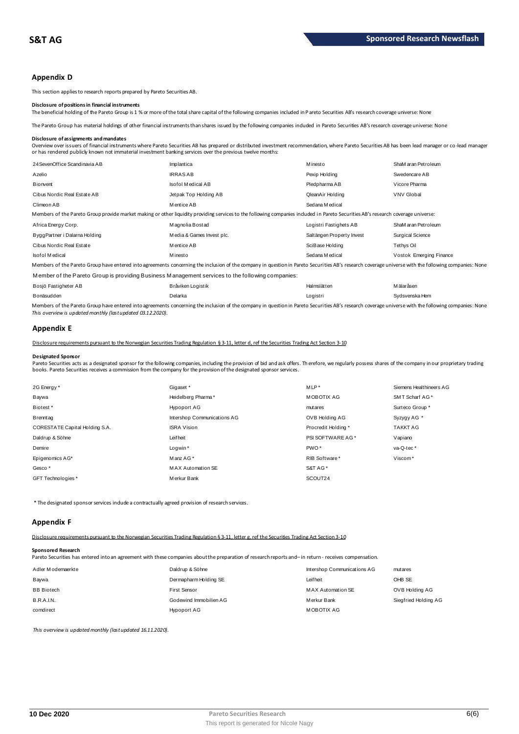## Appendix D

This section applies to research reports prepared by Pareto Securities AB.

**Disclosure of positions in financial instruments**

The beneficial holding of the Pareto Group is 1 % or more of the total share capital of the following companies included in Pareto Securities AB's research coverage universe: None

The Pareto Group has material holdings of other financial instruments than shares issued by the following companies included in Pareto Securities AB's research coverage universe: None

**Disclosure of assignments and mandates**

Overview over issuers of financial instruments where Pareto Securities AB has prepared or distributed investment recommendation, where Pareto Securities AB has been lead manager or co-lead manager or has rendered publicly known not immaterial investment banking services over the previous twelve months:

| | | | |
|---|---|---|---|
| 24SevenOffice Scandinavia AB | Implantica | Minesto | ShaMaran Petroleum |
| Azelio | IRRAS AB | Pexip Holding | Swedencare AB |
| Bionvent | Isofol Medical AB | Pledpharma AB | Vicore Pharma |
| Cibus Nordic Real Estate AB | Jetpak Top Holding AB | QleanAir Holding | VNV Global |
| Climeon AB | Mentice AB | Sedana Medical | |

Members of the Pareto Group provide market making or other liquidity providing services to the following companies included in Pareto Securities AB's research coverage universe:

| | | | |
|---|---|---|---|
| Africa Energy Corp. | Magnolia Bostad | Logistri Fastighets AB | ShaMaran Petroleum |
| ByggPartner i Dalarna Holding | Media & Games Invest plc. | Saltängen Property Invest | Surgical Science |
| Cibus Nordic Real Estate | Mentice AB | SciBase Holding | Tethys Oil |
| Isofol Medical | Minesto | Sedana Medical | Vostok Emerging Finance |

Members of the Pareto Group have entered into agreements concerning the inclusion of the company in question in Pareto Securities AB's research coverage universe with the following companies: None

Member of the Pareto Group is providing Business Management services to the following companies:

| | | | |
|---|---|---|---|
| Bosjö Fastigheter AB | Bråviken Logistik | Halmslätten | Mälaråsen |
| Bonäsudden | Delarka | Logistri | Sydsvenska Hem |

Members of the Pareto Group have entered into agreements concerning the inclusion of the company in question in Pareto Securities AB's research coverage universe with the following companies: None

*This overview is updated monthly (last updated 03.12.2020).*

## Appendix E

Disclosure requirements pursuant to the Norwegian Securities Trading Regulation § 3-11, letter d, ref the Securities Trading Act Section 3-10

**Designated Sponsor**

Pareto Securities acts as a designated sponsor for the following companies, including the provision of bid and ask offers. Therefore, we regularly possess shares of the company in our proprietary trading books. Pareto Securities receives a commission from the company for the provision of the designated sponsor services.

| | | | |
|---|---|---|---|
| 2G Energy * | Gigaset * | MLP * | Siemens Healthineers AG |
| Baywa | Heidelberg Pharma * | MOBOTIX AG | SMT Scharf AG * |
| Biotest * | Hypoport AG | mutares | Surteco Group * |
| Brenntag | Intershop Communications AG | OVB Holding AG | Syzygy AG * |
| CORESTATE Capital Holding S.A. | ISRA Vision | Procredit Holding * | TAKKT AG |
| Daldrup & Söhne | Leifheit | PSI SOFTWARE AG * | Vapiano |
| Demire | Logwin * | PWO * | va-Q-tec * |
| Epigenomics AG* | Manz AG * | RIB Software * | Viscom * |
| Gesco * | MAX Automation SE | S&T AG * | |
| GFT Technologies * | Merkur Bank | SCOUT24 | |

* The designated sponsor services include a contractually agreed provision of research services.

## Appendix F

Disclosure requirements pursuant to the Norwegian Securities Trading Regulation § 3-11, letter g, ref the Securities Trading Act Section 3-10

**Sponsored Research**

Pareto Securities has entered into an agreement with these companies about the preparation of research reports and – in return - receives compensation.

| | | | |
|---|---|---|---|
| Adler Modemaerkte | Daldrup & Söhne | Intershop Communications AG | mutares |
| Baywa | Dermapharm Holding SE | Leifheit | OHB SE |
| BB Biotech | First Sensor | MAX Automation SE | OVB Holding AG |
| B.R.A.I.N. | Godewind Immobilien AG | Merkur Bank | Siegfried Holding AG |
| comdirect | Hypoport AG | MOBOTIX AG | |

*This overview is updated monthly (last updated 16.11.2020).*